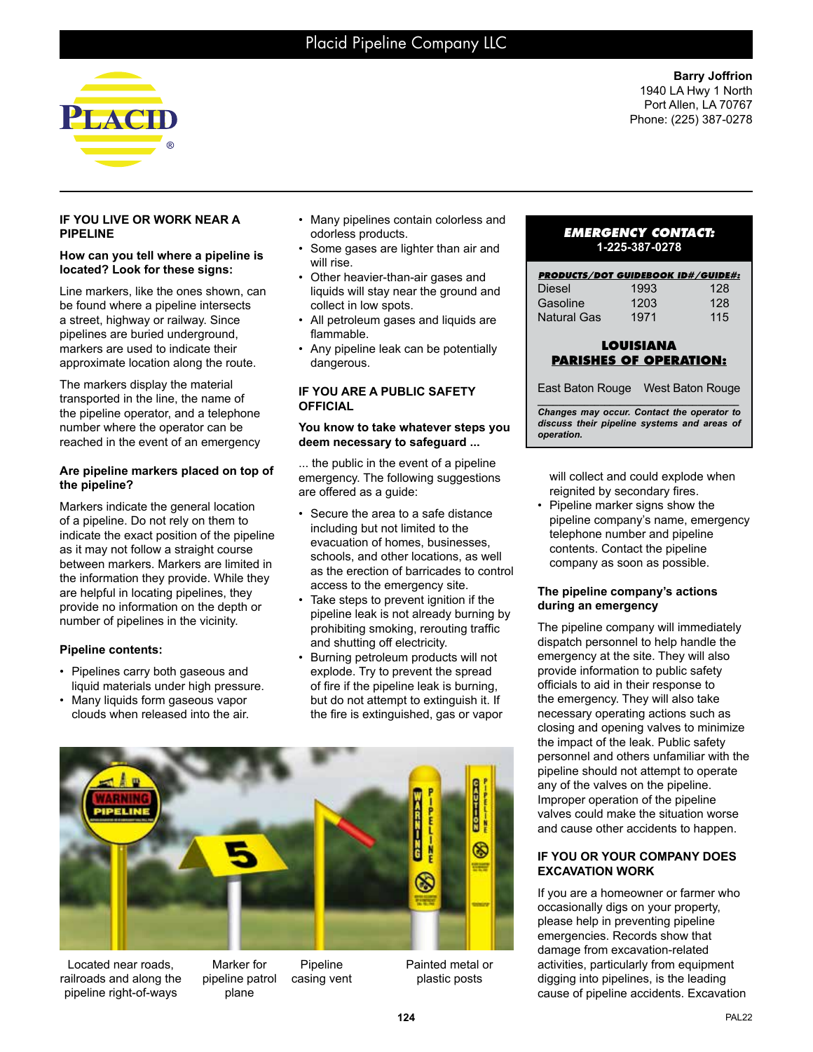# Placid Pipeline Company LLC

**Barry Joffrion**
1940 LA Hwy 1 North
Port Allen, LA 70767
Phone: (225) 387-0278

**EMERGENCY CONTACT:**
**1-225-387-0278**

| PRODUCTS/DOT GUIDEBOOK ID#/GUIDE#: | | |
|---|---|---|
| Diesel | 1993 | 128 |
| Gasoline | 1203 | 128 |
| Natural Gas | 1971 | 115 |

**LOUISIANA PARISHES OF OPERATION:**

East Baton Rouge   West Baton Rouge

*Changes may occur. Contact the operator to discuss their pipeline systems and areas of operation.*

## IF YOU LIVE OR WORK NEAR A PIPELINE

### How can you tell where a pipeline is located? Look for these signs:

Line markers, like the ones shown, can be found where a pipeline intersects a street, highway or railway. Since pipelines are buried underground, markers are used to indicate their approximate location along the route.

The markers display the material transported in the line, the name of the pipeline operator, and a telephone number where the operator can be reached in the event of an emergency

### Are pipeline markers placed on top of the pipeline?

Markers indicate the general location of a pipeline. Do not rely on them to indicate the exact position of the pipeline as it may not follow a straight course between markers. Markers are limited in the information they provide. While they are helpful in locating pipelines, they provide no information on the depth or number of pipelines in the vicinity.

### Pipeline contents:

- Pipelines carry both gaseous and liquid materials under high pressure.
- Many liquids form gaseous vapor clouds when released into the air.
- Many pipelines contain colorless and odorless products.
- Some gases are lighter than air and will rise.
- Other heavier-than-air gases and liquids will stay near the ground and collect in low spots.
- All petroleum gases and liquids are flammable.
- Any pipeline leak can be potentially dangerous.

## IF YOU ARE A PUBLIC SAFETY OFFICIAL

### You know to take whatever steps you deem necessary to safeguard ...

... the public in the event of a pipeline emergency. The following suggestions are offered as a guide:

- Secure the area to a safe distance including but not limited to the evacuation of homes, businesses, schools, and other locations, as well as the erection of barricades to control access to the emergency site.
- Take steps to prevent ignition if the pipeline leak is not already burning by prohibiting smoking, rerouting traffic and shutting off electricity.
- Burning petroleum products will not explode. Try to prevent the spread of fire if the pipeline leak is burning, but do not attempt to extinguish it. If the fire is extinguished, gas or vapor will collect and could explode when reignited by secondary fires.
- Pipeline marker signs show the pipeline company's name, emergency telephone number and pipeline contents. Contact the pipeline company as soon as possible.

### The pipeline company's actions during an emergency

The pipeline company will immediately dispatch personnel to help handle the emergency at the site. They will also provide information to public safety officials to aid in their response to the emergency. They will also take necessary operating actions such as closing and opening valves to minimize the impact of the leak. Public safety personnel and others unfamiliar with the pipeline should not attempt to operate any of the valves on the pipeline. Improper operation of the pipeline valves could make the situation worse and cause other accidents to happen.

## IF YOU OR YOUR COMPANY DOES EXCAVATION WORK

If you are a homeowner or farmer who occasionally digs on your property, please help in preventing pipeline emergencies. Records show that damage from excavation-related activities, particularly from equipment digging into pipelines, is the leading cause of pipeline accidents. Excavation

Located near roads, railroads and along the pipeline right-of-ways — Marker for pipeline patrol plane — Pipeline casing vent — Painted metal or plastic posts

PAL22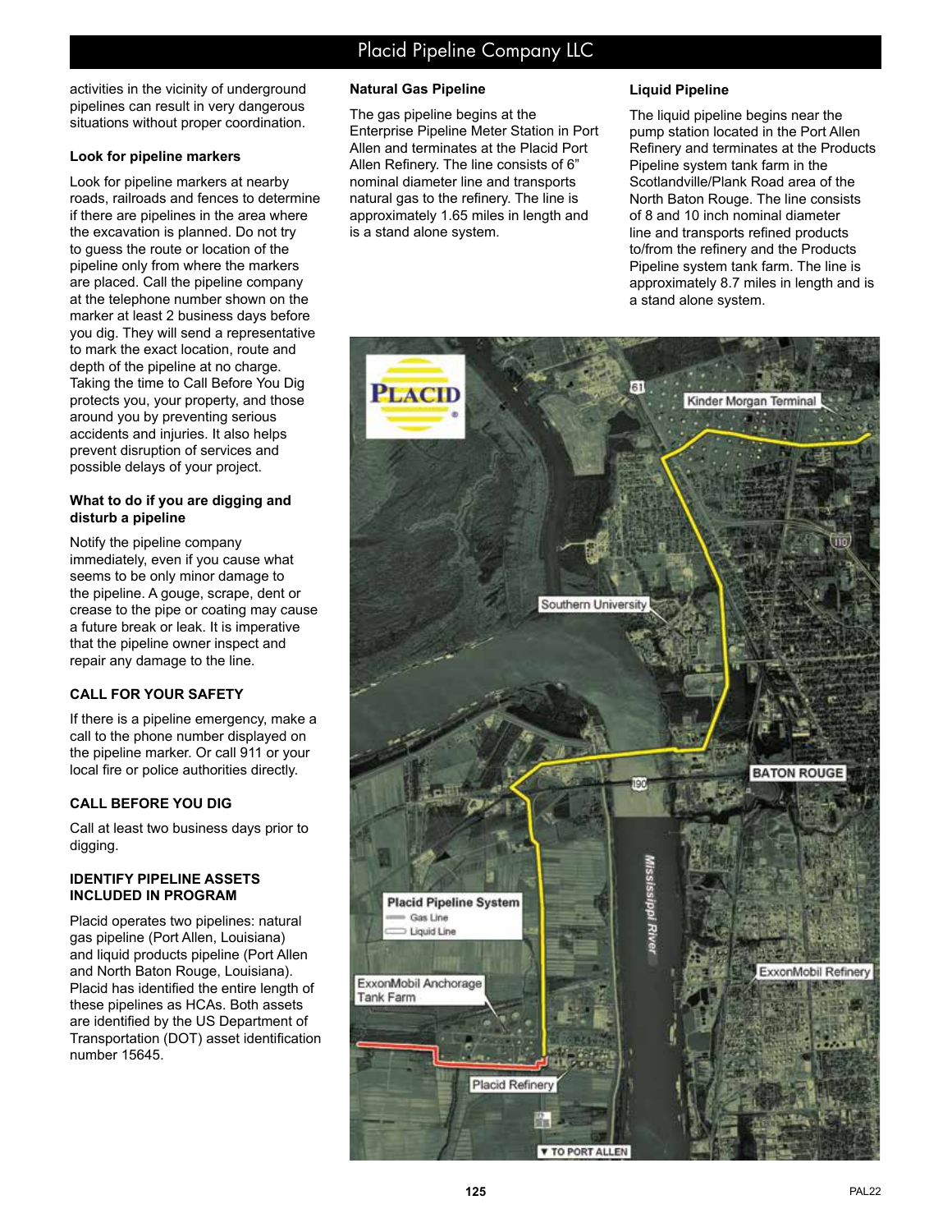## Placid Pipeline Company LLC

activities in the vicinity of underground pipelines can result in very dangerous situations without proper coordination.

### Look for pipeline markers

Look for pipeline markers at nearby roads, railroads and fences to determine if there are pipelines in the area where the excavation is planned. Do not try to guess the route or location of the pipeline only from where the markers are placed. Call the pipeline company at the telephone number shown on the marker at least 2 business days before you dig. They will send a representative to mark the exact location, route and depth of the pipeline at no charge. Taking the time to Call Before You Dig protects you, your property, and those around you by preventing serious accidents and injuries. It also helps prevent disruption of services and possible delays of your project.

### What to do if you are digging and disturb a pipeline

Notify the pipeline company immediately, even if you cause what seems to be only minor damage to the pipeline. A gouge, scrape, dent or crease to the pipe or coating may cause a future break or leak. It is imperative that the pipeline owner inspect and repair any damage to the line.

### CALL FOR YOUR SAFETY

If there is a pipeline emergency, make a call to the phone number displayed on the pipeline marker. Or call 911 or your local fire or police authorities directly.

### CALL BEFORE YOU DIG

Call at least two business days prior to digging.

### IDENTIFY PIPELINE ASSETS INCLUDED IN PROGRAM

Placid operates two pipelines: natural gas pipeline (Port Allen, Louisiana) and liquid products pipeline (Port Allen and North Baton Rouge, Louisiana). Placid has identified the entire length of these pipelines as HCAs. Both assets are identified by the US Department of Transportation (DOT) asset identification number 15645.

### Natural Gas Pipeline

The gas pipeline begins at the Enterprise Pipeline Meter Station in Port Allen and terminates at the Placid Port Allen Refinery. The line consists of 6" nominal diameter line and transports natural gas to the refinery. The line is approximately 1.65 miles in length and is a stand alone system.

### Liquid Pipeline

The liquid pipeline begins near the pump station located in the Port Allen Refinery and terminates at the Products Pipeline system tank farm in the Scotlandville/Plank Road area of the North Baton Rouge. The line consists of 8 and 10 inch nominal diameter line and transports refined products to/from the refinery and the Products Pipeline system tank farm. The line is approximately 8.7 miles in length and is a stand alone system.

PLACID

61

Kinder Morgan Terminal

110

Southern University

BATON ROUGE

190

Mississippi River

Placid Pipeline System
Gas Line
Liquid Line

ExxonMobil Anchorage Tank Farm

ExxonMobil Refinery

Placid Refinery

▼ TO PORT ALLEN